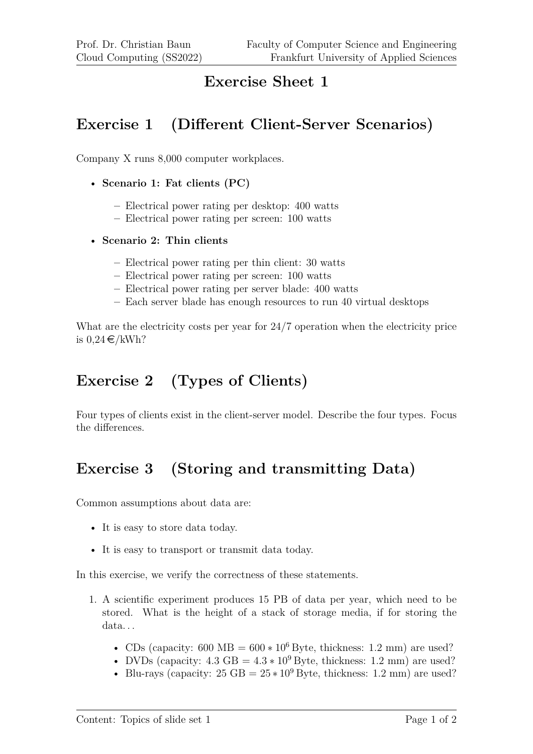# Exercise Sheet 1

## Exercise 1 (Different Client-Server Scenarios)

Company X runs 8,000 computer workplaces.

- **Scenario 1: Fat clients (PC)**
  - Electrical power rating per desktop: 400 watts
  - Electrical power rating per screen: 100 watts
- **Scenario 2: Thin clients**
  - Electrical power rating per thin client: 30 watts
  - Electrical power rating per screen: 100 watts
  - Electrical power rating per server blade: 400 watts
  - Each server blade has enough resources to run 40 virtual desktops

What are the electricity costs per year for 24/7 operation when the electricity price is 0,24€/kWh?

## Exercise 2 (Types of Clients)

Four types of clients exist in the client-server model. Describe the four types. Focus the differences.

## Exercise 3 (Storing and transmitting Data)

Common assumptions about data are:

- It is easy to store data today.
- It is easy to transport or transmit data today.

In this exercise, we verify the correctness of these statements.

1. A scientific experiment produces 15 PB of data per year, which need to be stored. What is the height of a stack of storage media, if for storing the data…
   - CDs (capacity: 600 MB = $600 * 10^6$ Byte, thickness: 1.2 mm) are used?
   - DVDs (capacity: 4.3 GB = $4.3 * 10^9$ Byte, thickness: 1.2 mm) are used?
   - Blu-rays (capacity: 25 GB = $25 * 10^9$ Byte, thickness: 1.2 mm) are used?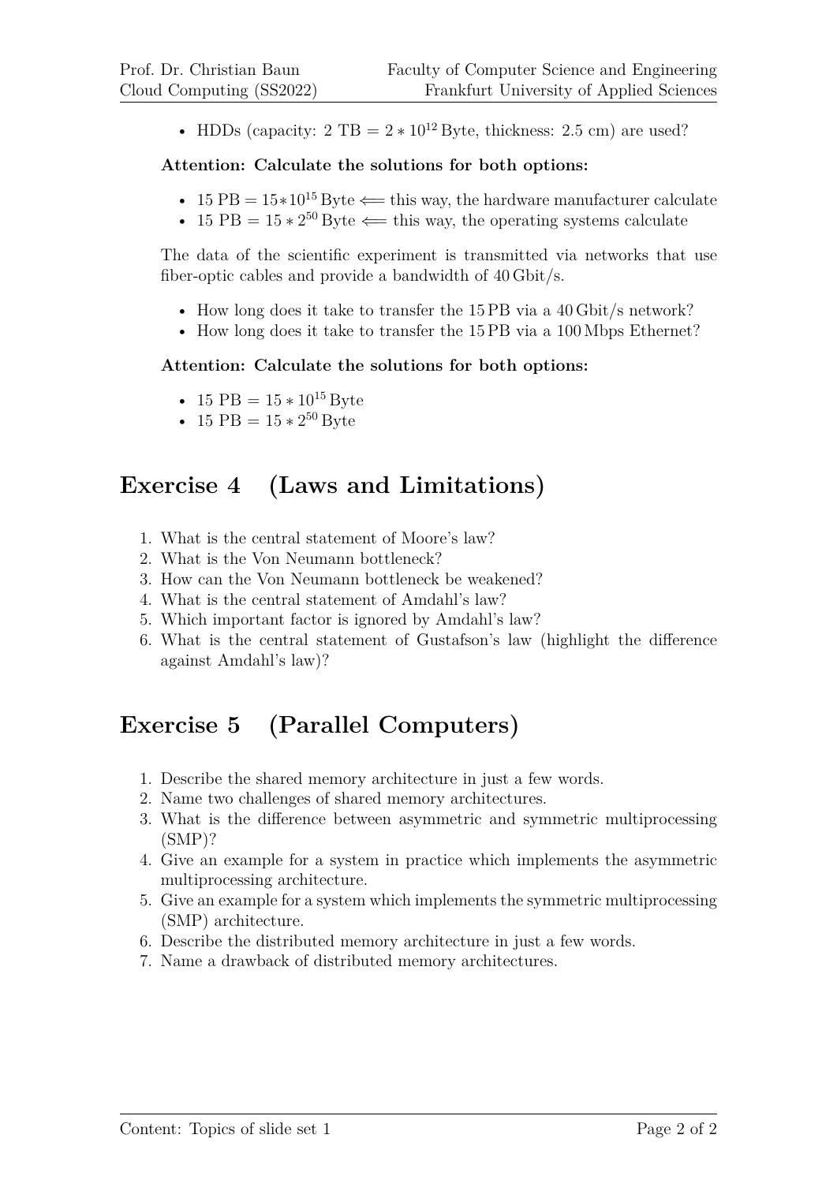- HDDs (capacity: 2 TB = $2 * 10^{12}$ Byte, thickness: 2.5 cm) are used?

**Attention: Calculate the solutions for both options:**

- 15 PB = $15*10^{15}$ Byte $\Longleftarrow$ this way, the hardware manufacturer calculate
- 15 PB = $15 * 2^{50}$ Byte $\Longleftarrow$ this way, the operating systems calculate

The data of the scientific experiment is transmitted via networks that use fiber-optic cables and provide a bandwidth of 40 Gbit/s.

- How long does it take to transfer the 15 PB via a 40 Gbit/s network?
- How long does it take to transfer the 15 PB via a 100 Mbps Ethernet?

**Attention: Calculate the solutions for both options:**

- 15 PB = $15 * 10^{15}$ Byte
- 15 PB = $15 * 2^{50}$ Byte

## Exercise 4 (Laws and Limitations)

1. What is the central statement of Moore's law?
2. What is the Von Neumann bottleneck?
3. How can the Von Neumann bottleneck be weakened?
4. What is the central statement of Amdahl's law?
5. Which important factor is ignored by Amdahl's law?
6. What is the central statement of Gustafson's law (highlight the difference against Amdahl's law)?

## Exercise 5 (Parallel Computers)

1. Describe the shared memory architecture in just a few words.
2. Name two challenges of shared memory architectures.
3. What is the difference between asymmetric and symmetric multiprocessing (SMP)?
4. Give an example for a system in practice which implements the asymmetric multiprocessing architecture.
5. Give an example for a system which implements the symmetric multiprocessing (SMP) architecture.
6. Describe the distributed memory architecture in just a few words.
7. Name a drawback of distributed memory architectures.